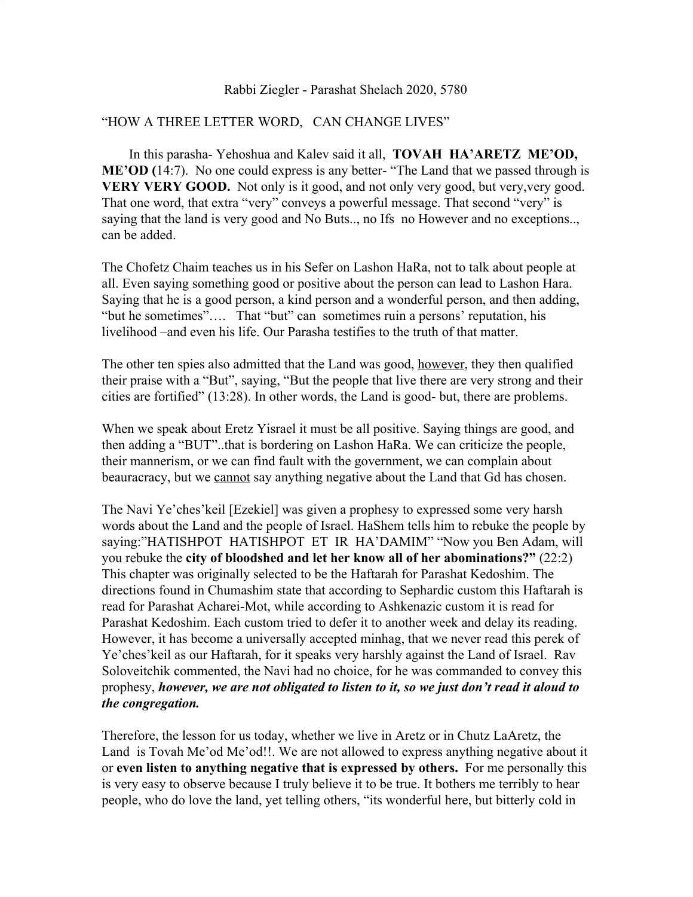Rabbi Ziegler - Parashat Shelach 2020, 5780

"HOW A THREE LETTER WORD, CAN CHANGE LIVES"

In this parasha- Yehoshua and Kalev said it all, **TOVAH HA'ARETZ ME'OD, ME'OD (**14:7). No one could express is any better- "The Land that we passed through is **VERY VERY GOOD.** Not only is it good, and not only very good, but very,very good. That one word, that extra "very" conveys a powerful message. That second "very" is saying that the land is very good and No Buts.., no Ifs no However and no exceptions.., can be added.

The Chofetz Chaim teaches us in his Sefer on Lashon HaRa, not to talk about people at all. Even saying something good or positive about the person can lead to Lashon Hara. Saying that he is a good person, a kind person and a wonderful person, and then adding, "but he sometimes"…. That "but" can sometimes ruin a persons' reputation, his livelihood –and even his life. Our Parasha testifies to the truth of that matter.

The other ten spies also admitted that the Land was good, <u>however</u>, they then qualified their praise with a "But", saying, "But the people that live there are very strong and their cities are fortified" (13:28). In other words, the Land is good- but, there are problems.

When we speak about Eretz Yisrael it must be all positive. Saying things are good, and then adding a "BUT"..that is bordering on Lashon HaRa. We can criticize the people, their mannerism, or we can find fault with the government, we can complain about beauracracy, but we <u>cannot</u> say anything negative about the Land that Gd has chosen.

The Navi Ye'ches'keil [Ezekiel] was given a prophesy to expressed some very harsh words about the Land and the people of Israel. HaShem tells him to rebuke the people by saying:"HATISHPOT HATISHPOT ET IR HA'DAMIM" "Now you Ben Adam, will you rebuke the **city of bloodshed and let her know all of her abominations?"** (22:2) This chapter was originally selected to be the Haftarah for Parashat Kedoshim. The directions found in Chumashim state that according to Sephardic custom this Haftarah is read for Parashat Acharei-Mot, while according to Ashkenazic custom it is read for Parashat Kedoshim. Each custom tried to defer it to another week and delay its reading. However, it has become a universally accepted minhag, that we never read this perek of Ye'ches'keil as our Haftarah, for it speaks very harshly against the Land of Israel. Rav Soloveitchik commented, the Navi had no choice, for he was commanded to convey this prophesy, ***however, we are not obligated to listen to it, so we just don't read it aloud to the congregation.***

Therefore, the lesson for us today, whether we live in Aretz or in Chutz LaAretz, the Land is Tovah Me'od Me'od!!. We are not allowed to express anything negative about it or **even listen to anything negative that is expressed by others.** For me personally this is very easy to observe because I truly believe it to be true. It bothers me terribly to hear people, who do love the land, yet telling others, "its wonderful here, but bitterly cold in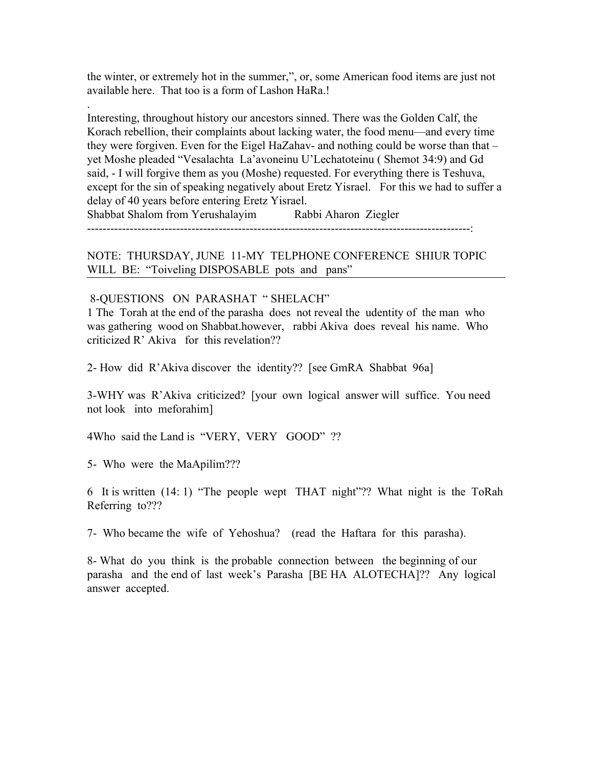the winter, or extremely hot in the summer,", or, some American food items are just not available here. That too is a form of Lashon HaRa.!

.

Interesting, throughout history our ancestors sinned. There was the Golden Calf, the Korach rebellion, their complaints about lacking water, the food menu—and every time they were forgiven. Even for the Eigel HaZahav- and nothing could be worse than that – yet Moshe pleaded "Vesalachta La'avoneinu U'Lechatoteinu ( Shemot 34:9) and Gd said, - I will forgive them as you (Moshe) requested. For everything there is Teshuva, except for the sin of speaking negatively about Eretz Yisrael. For this we had to suffer a delay of 40 years before entering Eretz Yisrael.

Shabbat Shalom from Yerushalayim Rabbi Aharon Ziegler

------------------------------------------------------------------------------------------------------:

NOTE: THURSDAY, JUNE 11-MY TELPHONE CONFERENCE SHIUR TOPIC WILL BE: "Toiveling DISPOSABLE pots and pans"

---

8-QUESTIONS ON PARASHAT " SHELACH"

1 The Torah at the end of the parasha does not reveal the udentity of the man who was gathering wood on Shabbat.however, rabbi Akiva does reveal his name. Who criticized R' Akiva for this revelation??

2- How did R'Akiva discover the identity?? [see GmRA Shabbat 96a]

3-WHY was R'Akiva criticized? [your own logical answer will suffice. You need not look into meforahim]

4Who said the Land is "VERY, VERY GOOD" ??

5- Who were the MaApilim???

6 It is written (14: 1) "The people wept THAT night"?? What night is the ToRah Referring to???

7- Who became the wife of Yehoshua? (read the Haftara for this parasha).

8- What do you think is the probable connection between the beginning of our parasha and the end of last week's Parasha [BE HA ALOTECHA]?? Any logical answer accepted.